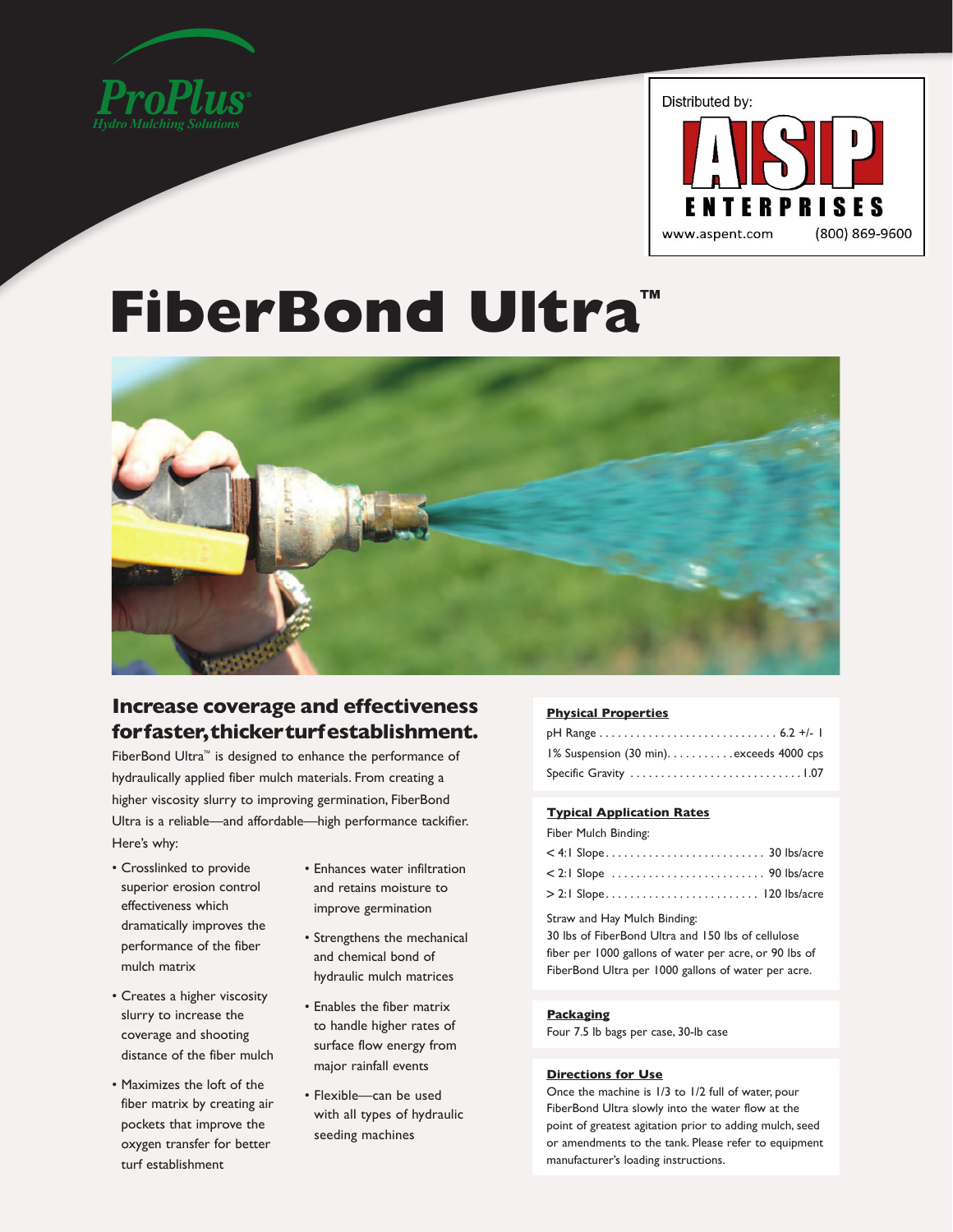ProPlus®
Hydro Mulching Solutions

Distributed by:
ASP ENTERPRISES
www.aspent.com (800) 869-9600

# FiberBond Ultra™

## Increase coverage and effectiveness for faster, thicker turf establishment.

FiberBond Ultra™ is designed to enhance the performance of hydraulically applied fiber mulch materials. From creating a higher viscosity slurry to improving germination, FiberBond Ultra is a reliable—and affordable—high performance tackifier. Here's why:

- Crosslinked to provide superior erosion control effectiveness which dramatically improves the performance of the fiber mulch matrix
- Creates a higher viscosity slurry to increase the coverage and shooting distance of the fiber mulch
- Maximizes the loft of the fiber matrix by creating air pockets that improve the oxygen transfer for better turf establishment
- Enhances water infiltration and retains moisture to improve germination
- Strengthens the mechanical and chemical bond of hydraulic mulch matrices
- Enables the fiber matrix to handle higher rates of surface flow energy from major rainfall events
- Flexible—can be used with all types of hydraulic seeding machines

### Physical Properties

| Property | Value |
|---|---|
| pH Range | 6.2 +/- 1 |
| 1% Suspension (30 min) | exceeds 4000 cps |
| Specific Gravity | 1.07 |

### Typical Application Rates

Fiber Mulch Binding:

| Slope | Rate |
|---|---|
| < 4:1 Slope | 30 lbs/acre |
| < 2:1 Slope | 90 lbs/acre |
| > 2:1 Slope | 120 lbs/acre |

Straw and Hay Mulch Binding:
30 lbs of FiberBond Ultra and 150 lbs of cellulose fiber per 1000 gallons of water per acre, or 90 lbs of FiberBond Ultra per 1000 gallons of water per acre.

### Packaging

Four 7.5 lb bags per case, 30-lb case

### Directions for Use

Once the machine is 1/3 to 1/2 full of water, pour FiberBond Ultra slowly into the water flow at the point of greatest agitation prior to adding mulch, seed or amendments to the tank. Please refer to equipment manufacturer's loading instructions.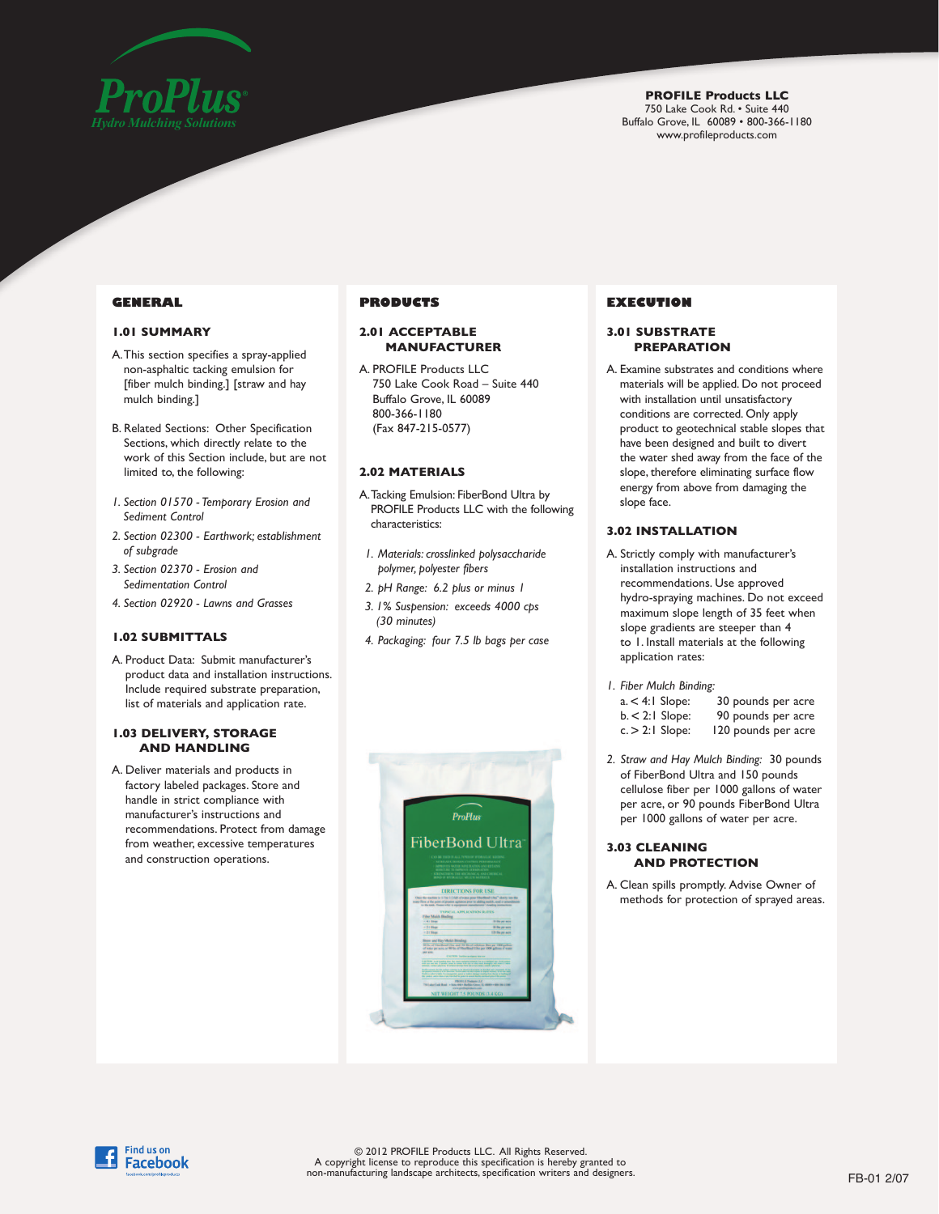ProPlus®
Hydro Mulching Solutions

**PROFILE Products LLC**
750 Lake Cook Rd. • Suite 440
Buffalo Grove, IL 60089 • 800-366-1180
www.profileproducts.com

## GENERAL

### 1.01 SUMMARY

A. This section specifies a spray-applied non-asphaltic tacking emulsion for [fiber mulch binding.] [straw and hay mulch binding.]

B. Related Sections: Other Specification Sections, which directly relate to the work of this Section include, but are not limited to, the following:

1. *Section 01570 - Temporary Erosion and Sediment Control*
2. *Section 02300 - Earthwork; establishment of subgrade*
3. *Section 02370 - Erosion and Sedimentation Control*
4. *Section 02920 - Lawns and Grasses*

### 1.02 SUBMITTALS

A. Product Data: Submit manufacturer's product data and installation instructions. Include required substrate preparation, list of materials and application rate.

### 1.03 DELIVERY, STORAGE AND HANDLING

A. Deliver materials and products in factory labeled packages. Store and handle in strict compliance with manufacturer's instructions and recommendations. Protect from damage from weather, excessive temperatures and construction operations.

## PRODUCTS

### 2.01 ACCEPTABLE MANUFACTURER

A. PROFILE Products LLC
750 Lake Cook Road – Suite 440
Buffalo Grove, IL 60089
800-366-1180
(Fax 847-215-0577)

### 2.02 MATERIALS

A. Tacking Emulsion: FiberBond Ultra by PROFILE Products LLC with the following characteristics:

1. *Materials: crosslinked polysaccharide polymer, polyester fibers*
2. *pH Range: 6.2 plus or minus 1*
3. *1% Suspension: exceeds 4000 cps (30 minutes)*
4. *Packaging: four 7.5 lb bags per case*

## EXECUTION

### 3.01 SUBSTRATE PREPARATION

A. Examine substrates and conditions where materials will be applied. Do not proceed with installation until unsatisfactory conditions are corrected. Only apply product to geotechnical stable slopes that have been designed and built to divert the water shed away from the face of the slope, therefore eliminating surface flow energy from above from damaging the slope face.

### 3.02 INSTALLATION

A. Strictly comply with manufacturer's installation instructions and recommendations. Use approved hydro-spraying machines. Do not exceed maximum slope length of 35 feet when slope gradients are steeper than 4 to 1. Install materials at the following application rates:

1. *Fiber Mulch Binding:*
   a. < 4:1 Slope: 30 pounds per acre
   b. < 2:1 Slope: 90 pounds per acre
   c. > 2:1 Slope: 120 pounds per acre

2. *Straw and Hay Mulch Binding:* 30 pounds of FiberBond Ultra and 150 pounds cellulose fiber per 1000 gallons of water per acre, or 90 pounds FiberBond Ultra per 1000 gallons of water per acre.

### 3.03 CLEANING AND PROTECTION

A. Clean spills promptly. Advise Owner of methods for protection of sprayed areas.

Find us on Facebook

© 2012 PROFILE Products LLC. All Rights Reserved.
A copyright license to reproduce this specification is hereby granted to non-manufacturing landscape architects, specification writers and designers.

FB-01 2/07